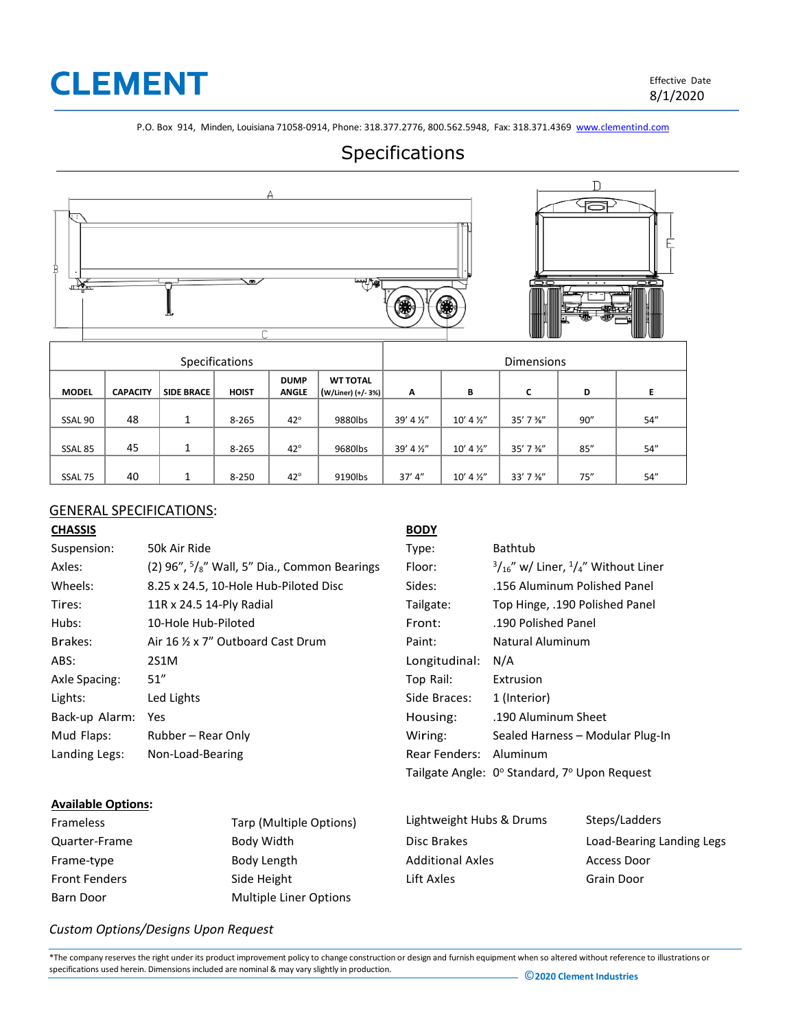# CLEMENT

Effective Date
8/1/2020

P.O. Box 914, Minden, Louisiana 71058-0914, Phone: 318.377.2776, 800.562.5948, Fax: 318.371.4369 www.clementind.com

## Specifications

| Specifications | | | | | | Dimensions | | | | |
|---|---|---|---|---|---|---|---|---|---|---|
| MODEL | CAPACITY | SIDE BRACE | HOIST | DUMP ANGLE | WT TOTAL (W/Liner) (+/- 3%) | A | B | C | D | E |
| SSAL 90 | 48 | 1 | 8-265 | 42° | 9880lbs | 39' 4 ½" | 10' 4 ½" | 35' 7 ⅜" | 90" | 54" |
| SSAL 85 | 45 | 1 | 8-265 | 42° | 9680lbs | 39' 4 ½" | 10' 4 ½" | 35' 7 ⅜" | 85" | 54" |
| SSAL 75 | 40 | 1 | 8-250 | 42° | 9190lbs | 37' 4" | 10' 4 ½" | 33' 7 ⅜" | 75" | 54" |

## GENERAL SPECIFICATIONS:

### CHASSIS

| | |
|---|---|
| Suspension: | 50k Air Ride |
| Axles: | (2) 96", 5/8" Wall, 5" Dia., Common Bearings |
| Wheels: | 8.25 x 24.5, 10-Hole Hub-Piloted Disc |
| Tires: | 11R x 24.5 14-Ply Radial |
| Hubs: | 10-Hole Hub-Piloted |
| Brakes: | Air 16 ½ x 7" Outboard Cast Drum |
| ABS: | 2S1M |
| Axle Spacing: | 51" |
| Lights: | Led Lights |
| Back-up Alarm: | Yes |
| Mud Flaps: | Rubber – Rear Only |
| Landing Legs: | Non-Load-Bearing |

### BODY

| | |
|---|---|
| Type: | Bathtub |
| Floor: | 3/16" w/ Liner, 1/4" Without Liner |
| Sides: | .156 Aluminum Polished Panel |
| Tailgate: | Top Hinge, .190 Polished Panel |
| Front: | .190 Polished Panel |
| Paint: | Natural Aluminum |
| Longitudinal: | N/A |
| Top Rail: | Extrusion |
| Side Braces: | 1 (Interior) |
| Housing: | .190 Aluminum Sheet |
| Wiring: | Sealed Harness – Modular Plug-In |
| Rear Fenders: | Aluminum |
| Tailgate Angle: | 0° Standard, 7° Upon Request |

### Available Options:

- Frameless
- Quarter-Frame
- Frame-type
- Front Fenders
- Barn Door
- Tarp (Multiple Options)
- Body Width
- Body Length
- Side Height
- Multiple Liner Options
- Lightweight Hubs & Drums
- Disc Brakes
- Additional Axles
- Lift Axles
- Steps/Ladders
- Load-Bearing Landing Legs
- Access Door
- Grain Door

*Custom Options/Designs Upon Request*

*The company reserves the right under its product improvement policy to change construction or design and furnish equipment when so altered without reference to illustrations or specifications used herein. Dimensions included are nominal & may vary slightly in production.

©2020 Clement Industries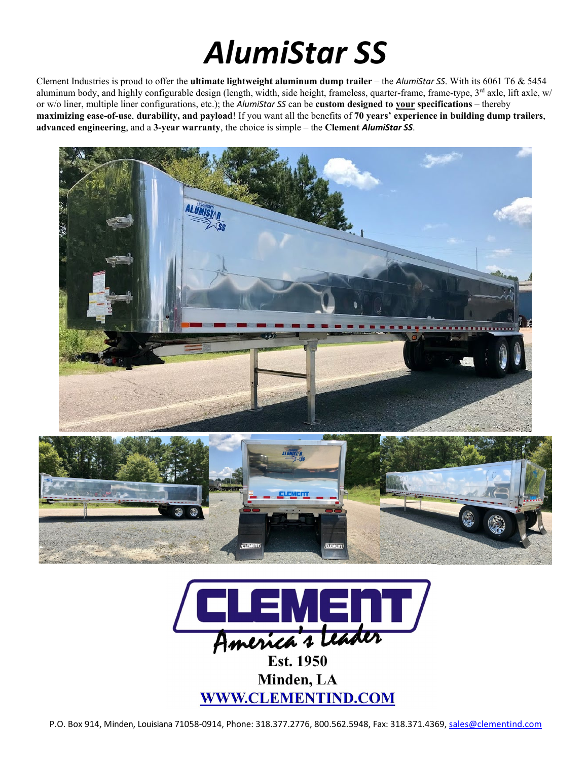# *AlumiStar SS*

Clement Industries is proud to offer the **ultimate lightweight aluminum dump trailer** – the *AlumiStar SS*. With its 6061 T6 & 5454 aluminum body, and highly configurable design (length, width, side height, frameless, quarter-frame, frame-type, 3rd axle, lift axle, w/ or w/o liner, multiple liner configurations, etc.); the *AlumiStar SS* can be **custom designed to <u>your</u> specifications** – thereby **maximizing ease-of-use**, **durability, and payload**! If you want all the benefits of **70 years' experience in building dump trailers**, **advanced engineering**, and a **3-year warranty**, the choice is simple – the **Clement *AlumiStar SS***.

**CLEMENT**
America's Leader

**Est. 1950**
**Minden, LA**
**WWW.CLEMENTIND.COM**

P.O. Box 914, Minden, Louisiana 71058-0914, Phone: 318.377.2776, 800.562.5948, Fax: 318.371.4369, sales@clementind.com